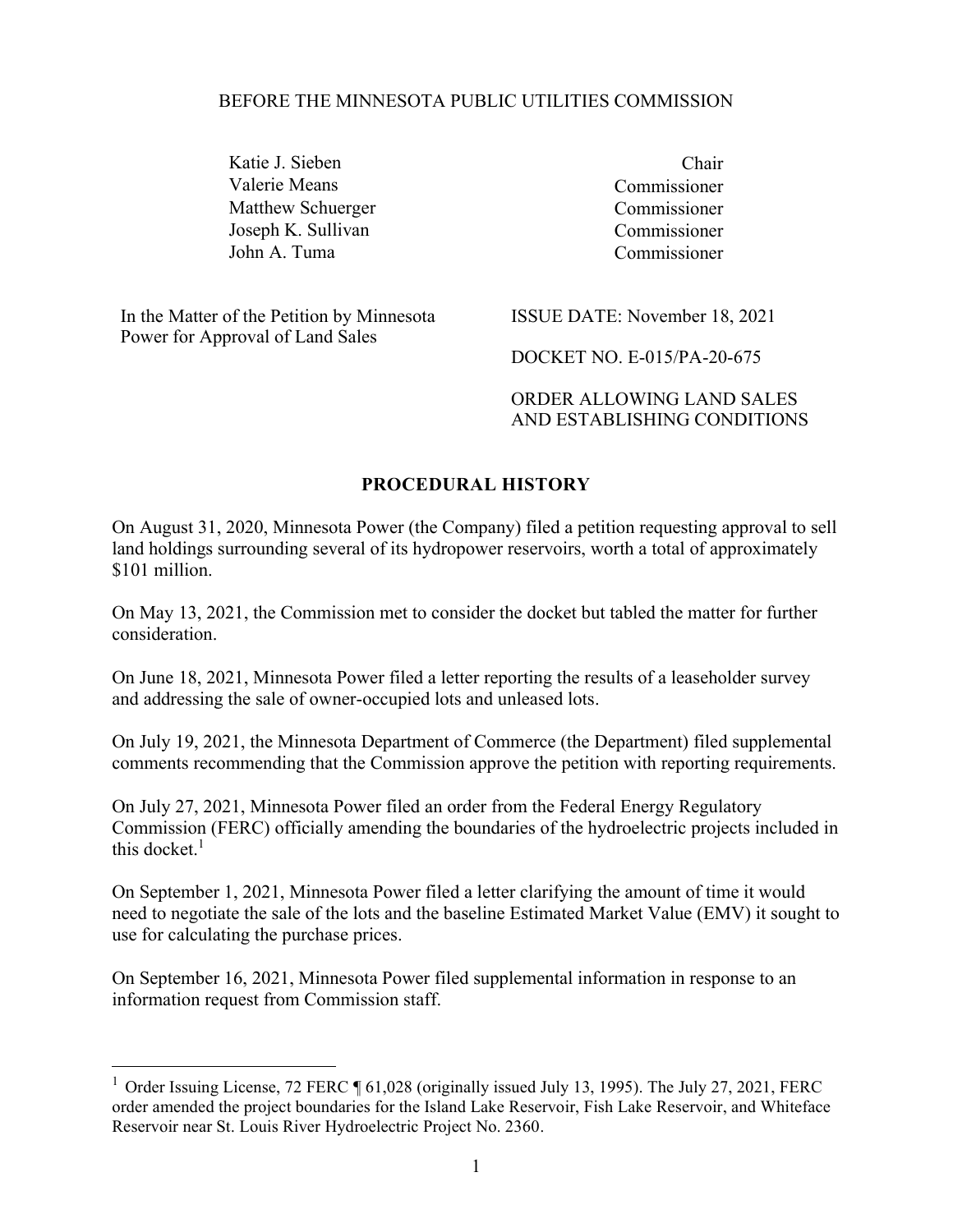BEFORE THE MINNESOTA PUBLIC UTILITIES COMMISSION

| | |
|---|---|
| Katie J. Sieben | Chair |
| Valerie Means | Commissioner |
| Matthew Schuerger | Commissioner |
| Joseph K. Sullivan | Commissioner |
| John A. Tuma | Commissioner |

In the Matter of the Petition by Minnesota Power for Approval of Land Sales

ISSUE DATE: November 18, 2021

DOCKET NO. E-015/PA-20-675

ORDER ALLOWING LAND SALES AND ESTABLISHING CONDITIONS

## PROCEDURAL HISTORY

On August 31, 2020, Minnesota Power (the Company) filed a petition requesting approval to sell land holdings surrounding several of its hydropower reservoirs, worth a total of approximately $101 million.

On May 13, 2021, the Commission met to consider the docket but tabled the matter for further consideration.

On June 18, 2021, Minnesota Power filed a letter reporting the results of a leaseholder survey and addressing the sale of owner-occupied lots and unleased lots.

On July 19, 2021, the Minnesota Department of Commerce (the Department) filed supplemental comments recommending that the Commission approve the petition with reporting requirements.

On July 27, 2021, Minnesota Power filed an order from the Federal Energy Regulatory Commission (FERC) officially amending the boundaries of the hydroelectric projects included in this docket.[1]

On September 1, 2021, Minnesota Power filed a letter clarifying the amount of time it would need to negotiate the sale of the lots and the baseline Estimated Market Value (EMV) it sought to use for calculating the purchase prices.

On September 16, 2021, Minnesota Power filed supplemental information in response to an information request from Commission staff.

---

[1] Order Issuing License, 72 FERC ¶ 61,028 (originally issued July 13, 1995). The July 27, 2021, FERC order amended the project boundaries for the Island Lake Reservoir, Fish Lake Reservoir, and Whiteface Reservoir near St. Louis River Hydroelectric Project No. 2360.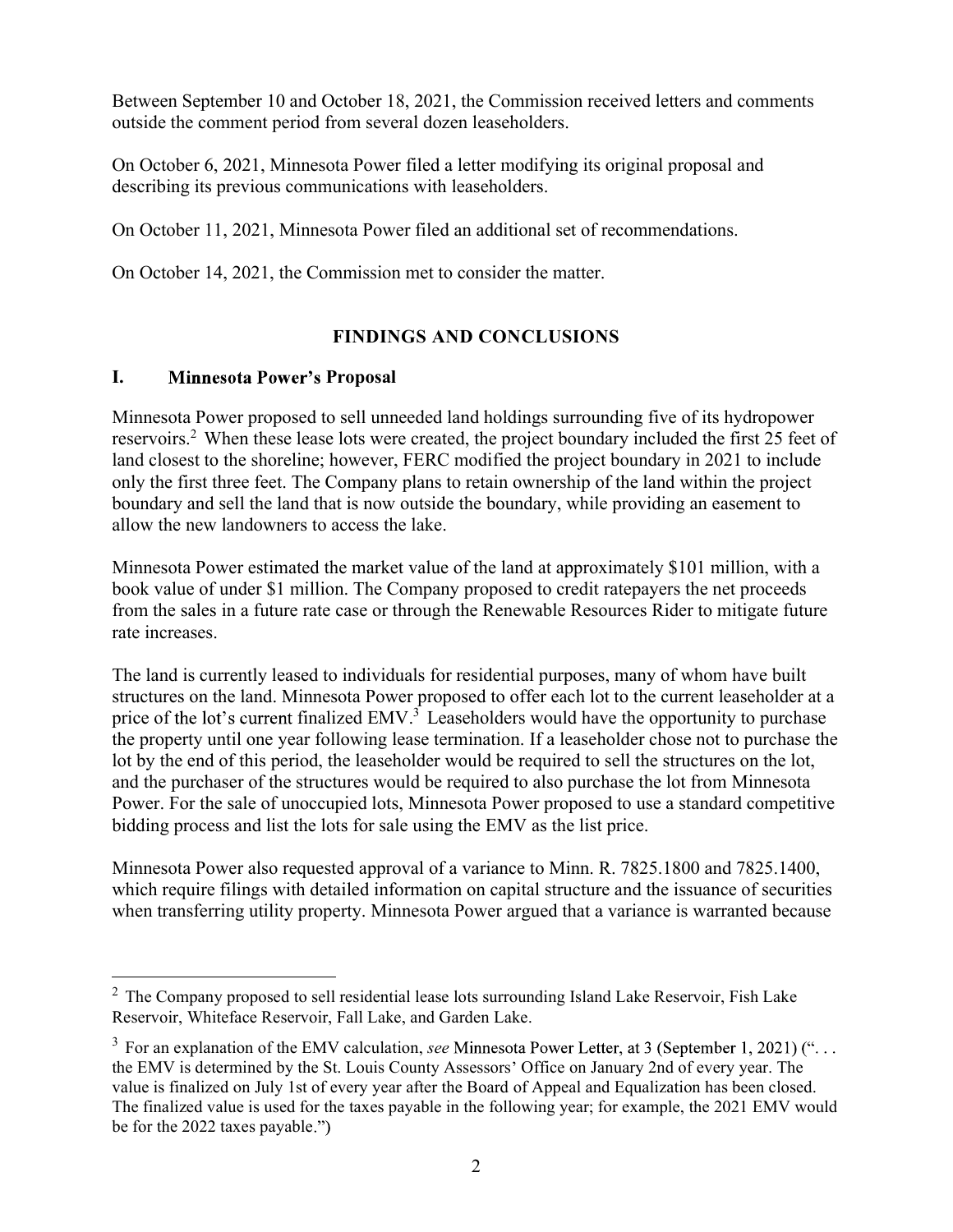Between September 10 and October 18, 2021, the Commission received letters and comments outside the comment period from several dozen leaseholders.

On October 6, 2021, Minnesota Power filed a letter modifying its original proposal and describing its previous communications with leaseholders.

On October 11, 2021, Minnesota Power filed an additional set of recommendations.

On October 14, 2021, the Commission met to consider the matter.

## FINDINGS AND CONCLUSIONS

### I. Minnesota Power's Proposal

Minnesota Power proposed to sell unneeded land holdings surrounding five of its hydropower reservoirs.[2] When these lease lots were created, the project boundary included the first 25 feet of land closest to the shoreline; however, FERC modified the project boundary in 2021 to include only the first three feet. The Company plans to retain ownership of the land within the project boundary and sell the land that is now outside the boundary, while providing an easement to allow the new landowners to access the lake.

Minnesota Power estimated the market value of the land at approximately $101 million, with a book value of under $1 million. The Company proposed to credit ratepayers the net proceeds from the sales in a future rate case or through the Renewable Resources Rider to mitigate future rate increases.

The land is currently leased to individuals for residential purposes, many of whom have built structures on the land. Minnesota Power proposed to offer each lot to the current leaseholder at a price of the lot's current finalized EMV.[3] Leaseholders would have the opportunity to purchase the property until one year following lease termination. If a leaseholder chose not to purchase the lot by the end of this period, the leaseholder would be required to sell the structures on the lot, and the purchaser of the structures would be required to also purchase the lot from Minnesota Power. For the sale of unoccupied lots, Minnesota Power proposed to use a standard competitive bidding process and list the lots for sale using the EMV as the list price.

Minnesota Power also requested approval of a variance to Minn. R. 7825.1800 and 7825.1400, which require filings with detailed information on capital structure and the issuance of securities when transferring utility property. Minnesota Power argued that a variance is warranted because

---

[2] The Company proposed to sell residential lease lots surrounding Island Lake Reservoir, Fish Lake Reservoir, Whiteface Reservoir, Fall Lake, and Garden Lake.

[3] For an explanation of the EMV calculation, *see* Minnesota Power Letter, at 3 (September 1, 2021) (". . . the EMV is determined by the St. Louis County Assessors' Office on January 2nd of every year. The value is finalized on July 1st of every year after the Board of Appeal and Equalization has been closed. The finalized value is used for the taxes payable in the following year; for example, the 2021 EMV would be for the 2022 taxes payable.")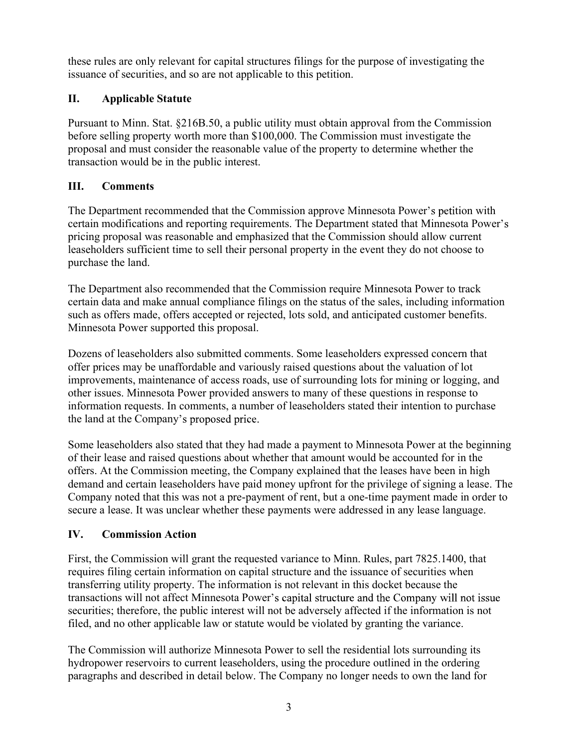these rules are only relevant for capital structures filings for the purpose of investigating the issuance of securities, and so are not applicable to this petition.

## II. Applicable Statute

Pursuant to Minn. Stat. §216B.50, a public utility must obtain approval from the Commission before selling property worth more than $100,000. The Commission must investigate the proposal and must consider the reasonable value of the property to determine whether the transaction would be in the public interest.

## III. Comments

The Department recommended that the Commission approve Minnesota Power's petition with certain modifications and reporting requirements. The Department stated that Minnesota Power's pricing proposal was reasonable and emphasized that the Commission should allow current leaseholders sufficient time to sell their personal property in the event they do not choose to purchase the land.

The Department also recommended that the Commission require Minnesota Power to track certain data and make annual compliance filings on the status of the sales, including information such as offers made, offers accepted or rejected, lots sold, and anticipated customer benefits. Minnesota Power supported this proposal.

Dozens of leaseholders also submitted comments. Some leaseholders expressed concern that offer prices may be unaffordable and variously raised questions about the valuation of lot improvements, maintenance of access roads, use of surrounding lots for mining or logging, and other issues. Minnesota Power provided answers to many of these questions in response to information requests. In comments, a number of leaseholders stated their intention to purchase the land at the Company's proposed price.

Some leaseholders also stated that they had made a payment to Minnesota Power at the beginning of their lease and raised questions about whether that amount would be accounted for in the offers. At the Commission meeting, the Company explained that the leases have been in high demand and certain leaseholders have paid money upfront for the privilege of signing a lease. The Company noted that this was not a pre-payment of rent, but a one-time payment made in order to secure a lease. It was unclear whether these payments were addressed in any lease language.

## IV. Commission Action

First, the Commission will grant the requested variance to Minn. Rules, part 7825.1400, that requires filing certain information on capital structure and the issuance of securities when transferring utility property. The information is not relevant in this docket because the transactions will not affect Minnesota Power's capital structure and the Company will not issue securities; therefore, the public interest will not be adversely affected if the information is not filed, and no other applicable law or statute would be violated by granting the variance.

The Commission will authorize Minnesota Power to sell the residential lots surrounding its hydropower reservoirs to current leaseholders, using the procedure outlined in the ordering paragraphs and described in detail below. The Company no longer needs to own the land for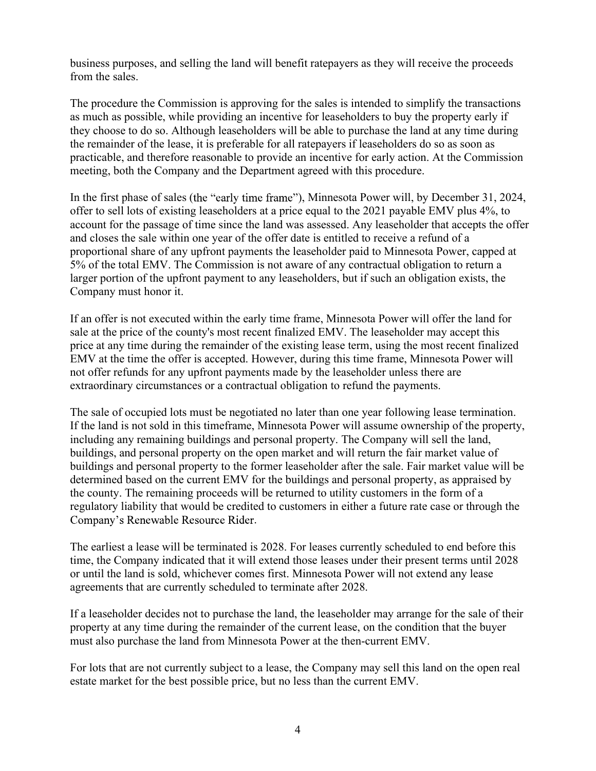business purposes, and selling the land will benefit ratepayers as they will receive the proceeds from the sales.

The procedure the Commission is approving for the sales is intended to simplify the transactions as much as possible, while providing an incentive for leaseholders to buy the property early if they choose to do so. Although leaseholders will be able to purchase the land at any time during the remainder of the lease, it is preferable for all ratepayers if leaseholders do so as soon as practicable, and therefore reasonable to provide an incentive for early action. At the Commission meeting, both the Company and the Department agreed with this procedure.

In the first phase of sales (the "early time frame"), Minnesota Power will, by December 31, 2024, offer to sell lots of existing leaseholders at a price equal to the 2021 payable EMV plus 4%, to account for the passage of time since the land was assessed. Any leaseholder that accepts the offer and closes the sale within one year of the offer date is entitled to receive a refund of a proportional share of any upfront payments the leaseholder paid to Minnesota Power, capped at 5% of the total EMV. The Commission is not aware of any contractual obligation to return a larger portion of the upfront payment to any leaseholders, but if such an obligation exists, the Company must honor it.

If an offer is not executed within the early time frame, Minnesota Power will offer the land for sale at the price of the county's most recent finalized EMV. The leaseholder may accept this price at any time during the remainder of the existing lease term, using the most recent finalized EMV at the time the offer is accepted. However, during this time frame, Minnesota Power will not offer refunds for any upfront payments made by the leaseholder unless there are extraordinary circumstances or a contractual obligation to refund the payments.

The sale of occupied lots must be negotiated no later than one year following lease termination. If the land is not sold in this timeframe, Minnesota Power will assume ownership of the property, including any remaining buildings and personal property. The Company will sell the land, buildings, and personal property on the open market and will return the fair market value of buildings and personal property to the former leaseholder after the sale. Fair market value will be determined based on the current EMV for the buildings and personal property, as appraised by the county. The remaining proceeds will be returned to utility customers in the form of a regulatory liability that would be credited to customers in either a future rate case or through the Company's Renewable Resource Rider.

The earliest a lease will be terminated is 2028. For leases currently scheduled to end before this time, the Company indicated that it will extend those leases under their present terms until 2028 or until the land is sold, whichever comes first. Minnesota Power will not extend any lease agreements that are currently scheduled to terminate after 2028.

If a leaseholder decides not to purchase the land, the leaseholder may arrange for the sale of their property at any time during the remainder of the current lease, on the condition that the buyer must also purchase the land from Minnesota Power at the then-current EMV.

For lots that are not currently subject to a lease, the Company may sell this land on the open real estate market for the best possible price, but no less than the current EMV.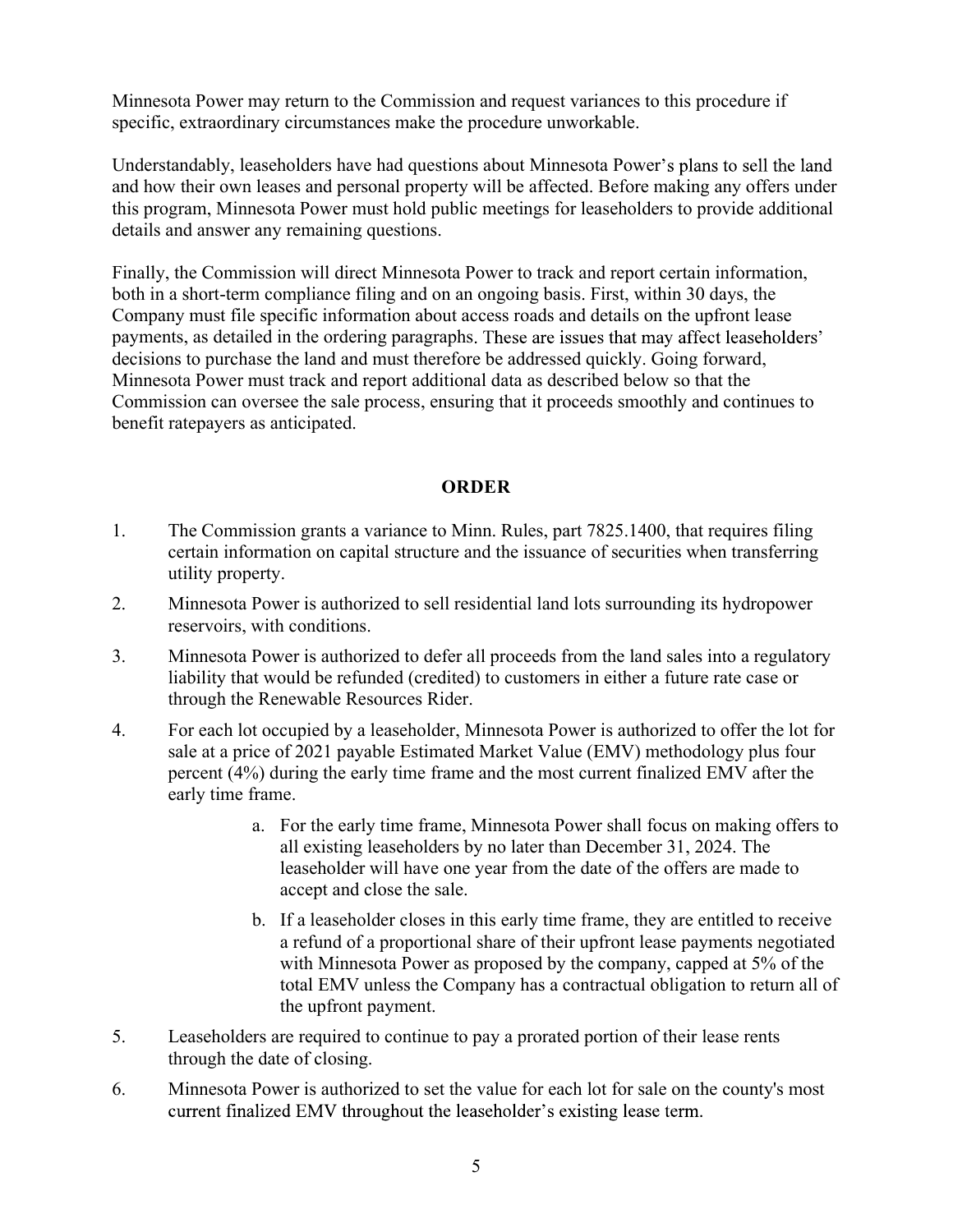Minnesota Power may return to the Commission and request variances to this procedure if specific, extraordinary circumstances make the procedure unworkable.

Understandably, leaseholders have had questions about Minnesota Power's plans to sell the land and how their own leases and personal property will be affected. Before making any offers under this program, Minnesota Power must hold public meetings for leaseholders to provide additional details and answer any remaining questions.

Finally, the Commission will direct Minnesota Power to track and report certain information, both in a short-term compliance filing and on an ongoing basis. First, within 30 days, the Company must file specific information about access roads and details on the upfront lease payments, as detailed in the ordering paragraphs. These are issues that may affect leaseholders' decisions to purchase the land and must therefore be addressed quickly. Going forward, Minnesota Power must track and report additional data as described below so that the Commission can oversee the sale process, ensuring that it proceeds smoothly and continues to benefit ratepayers as anticipated.

## ORDER

1. The Commission grants a variance to Minn. Rules, part 7825.1400, that requires filing certain information on capital structure and the issuance of securities when transferring utility property.

2. Minnesota Power is authorized to sell residential land lots surrounding its hydropower reservoirs, with conditions.

3. Minnesota Power is authorized to defer all proceeds from the land sales into a regulatory liability that would be refunded (credited) to customers in either a future rate case or through the Renewable Resources Rider.

4. For each lot occupied by a leaseholder, Minnesota Power is authorized to offer the lot for sale at a price of 2021 payable Estimated Market Value (EMV) methodology plus four percent (4%) during the early time frame and the most current finalized EMV after the early time frame.

    a. For the early time frame, Minnesota Power shall focus on making offers to all existing leaseholders by no later than December 31, 2024. The leaseholder will have one year from the date of the offers are made to accept and close the sale.

    b. If a leaseholder closes in this early time frame, they are entitled to receive a refund of a proportional share of their upfront lease payments negotiated with Minnesota Power as proposed by the company, capped at 5% of the total EMV unless the Company has a contractual obligation to return all of the upfront payment.

5. Leaseholders are required to continue to pay a prorated portion of their lease rents through the date of closing.

6. Minnesota Power is authorized to set the value for each lot for sale on the county's most current finalized EMV throughout the leaseholder's existing lease term.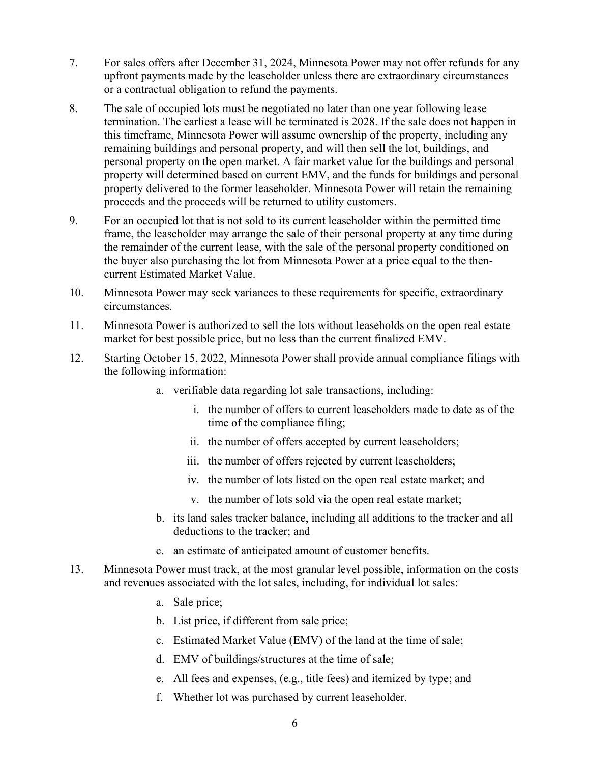7. For sales offers after December 31, 2024, Minnesota Power may not offer refunds for any upfront payments made by the leaseholder unless there are extraordinary circumstances or a contractual obligation to refund the payments.

8. The sale of occupied lots must be negotiated no later than one year following lease termination. The earliest a lease will be terminated is 2028. If the sale does not happen in this timeframe, Minnesota Power will assume ownership of the property, including any remaining buildings and personal property, and will then sell the lot, buildings, and personal property on the open market. A fair market value for the buildings and personal property will determined based on current EMV, and the funds for buildings and personal property delivered to the former leaseholder. Minnesota Power will retain the remaining proceeds and the proceeds will be returned to utility customers.

9. For an occupied lot that is not sold to its current leaseholder within the permitted time frame, the leaseholder may arrange the sale of their personal property at any time during the remainder of the current lease, with the sale of the personal property conditioned on the buyer also purchasing the lot from Minnesota Power at a price equal to the then-current Estimated Market Value.

10. Minnesota Power may seek variances to these requirements for specific, extraordinary circumstances.

11. Minnesota Power is authorized to sell the lots without leaseholds on the open real estate market for best possible price, but no less than the current finalized EMV.

12. Starting October 15, 2022, Minnesota Power shall provide annual compliance filings with the following information:

    a. verifiable data regarding lot sale transactions, including:

        i. the number of offers to current leaseholders made to date as of the time of the compliance filing;

        ii. the number of offers accepted by current leaseholders;

        iii. the number of offers rejected by current leaseholders;

        iv. the number of lots listed on the open real estate market; and

        v. the number of lots sold via the open real estate market;

    b. its land sales tracker balance, including all additions to the tracker and all deductions to the tracker; and

    c. an estimate of anticipated amount of customer benefits.

13. Minnesota Power must track, at the most granular level possible, information on the costs and revenues associated with the lot sales, including, for individual lot sales:

    a. Sale price;

    b. List price, if different from sale price;

    c. Estimated Market Value (EMV) of the land at the time of sale;

    d. EMV of buildings/structures at the time of sale;

    e. All fees and expenses, (e.g., title fees) and itemized by type; and

    f. Whether lot was purchased by current leaseholder.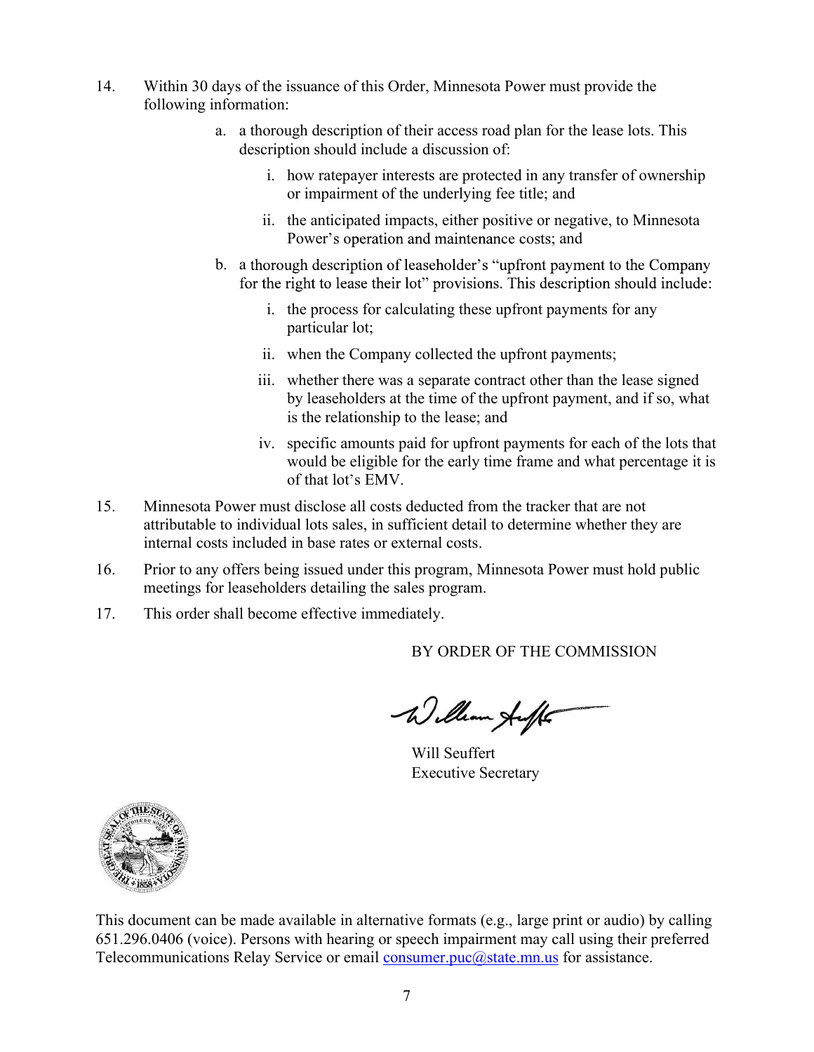14. Within 30 days of the issuance of this Order, Minnesota Power must provide the following information:

    a. a thorough description of their access road plan for the lease lots. This description should include a discussion of:

        i. how ratepayer interests are protected in any transfer of ownership or impairment of the underlying fee title; and

        ii. the anticipated impacts, either positive or negative, to Minnesota Power's operation and maintenance costs; and

    b. a thorough description of leaseholder's "upfront payment to the Company for the right to lease their lot" provisions. This description should include:

        i. the process for calculating these upfront payments for any particular lot;

        ii. when the Company collected the upfront payments;

        iii. whether there was a separate contract other than the lease signed by leaseholders at the time of the upfront payment, and if so, what is the relationship to the lease; and

        iv. specific amounts paid for upfront payments for each of the lots that would be eligible for the early time frame and what percentage it is of that lot's EMV.

15. Minnesota Power must disclose all costs deducted from the tracker that are not attributable to individual lots sales, in sufficient detail to determine whether they are internal costs included in base rates or external costs.

16. Prior to any offers being issued under this program, Minnesota Power must hold public meetings for leaseholders detailing the sales program.

17. This order shall become effective immediately.

BY ORDER OF THE COMMISSION

Will Seuffert
Executive Secretary

This document can be made available in alternative formats (e.g., large print or audio) by calling 651.296.0406 (voice). Persons with hearing or speech impairment may call using their preferred Telecommunications Relay Service or email consumer.puc@state.mn.us for assistance.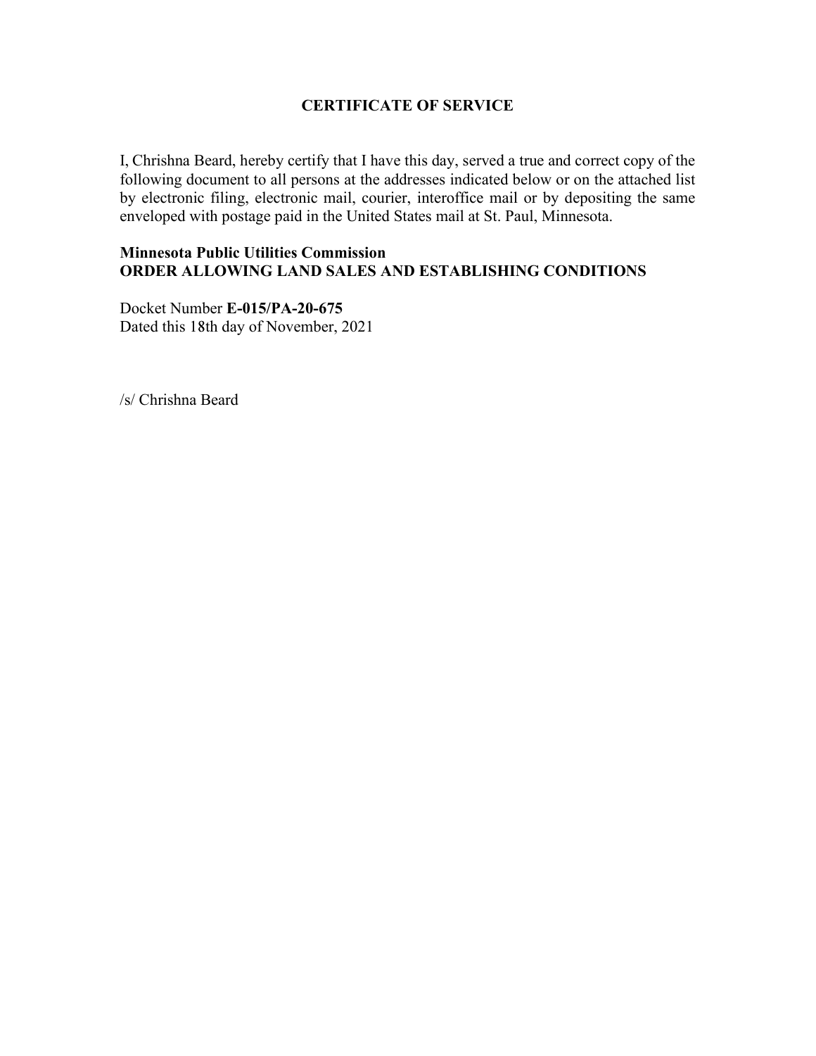## CERTIFICATE OF SERVICE

I, Chrishna Beard, hereby certify that I have this day, served a true and correct copy of the following document to all persons at the addresses indicated below or on the attached list by electronic filing, electronic mail, courier, interoffice mail or by depositing the same enveloped with postage paid in the United States mail at St. Paul, Minnesota.

**Minnesota Public Utilities Commission**
**ORDER ALLOWING LAND SALES AND ESTABLISHING CONDITIONS**

Docket Number **E-015/PA-20-675**
Dated this 18th day of November, 2021

/s/ Chrishna Beard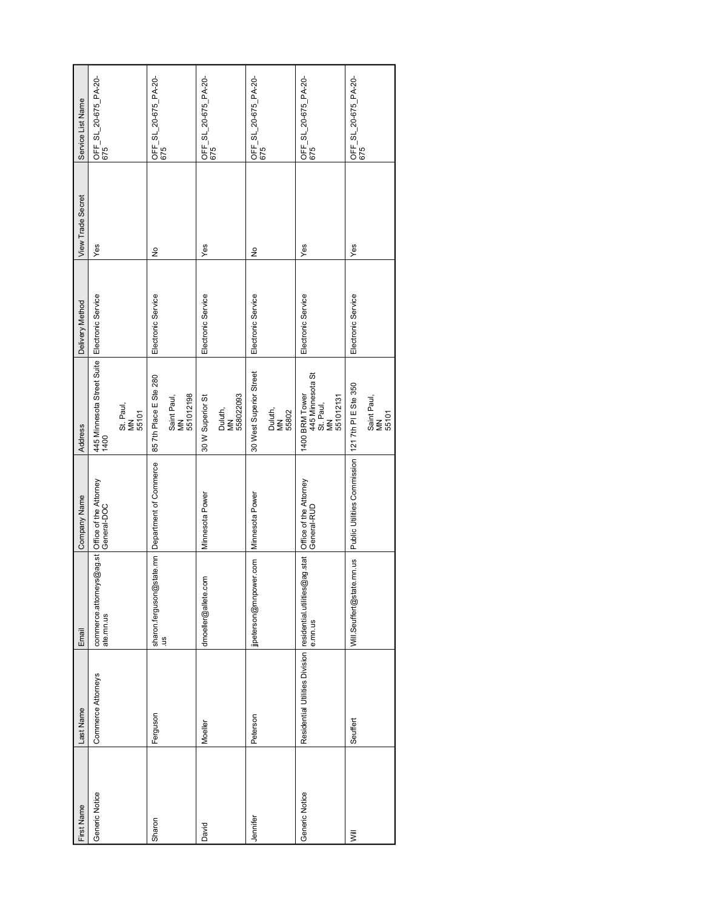| First Name | Last Name | Email | Company Name | Address | Delivery Method | View Trade Secret | Service List Name |
|---|---|---|---|---|---|---|---|
| Generic Notice | Commerce Attorneys | commerce.attorneys@ag.state.mn.us | Office of the Attorney General-DOC | 445 Minnesota Street Suite 1400 St. Paul, MN 55101 | Electronic Service | Yes | OFF_SL_20-675_PA-20-675 |
| Sharon | Ferguson | sharon.ferguson@state.mn.us | Department of Commerce | 85 7th Place E Ste 280 Saint Paul, MN 551012198 | Electronic Service | No | OFF_SL_20-675_PA-20-675 |
| David | Moeller | dmoeller@allete.com | Minnesota Power | 30 W Superior St Duluth, MN 558022093 | Electronic Service | Yes | OFF_SL_20-675_PA-20-675 |
| Jennifer | Peterson | jjpeterson@mnpower.com | Minnesota Power | 30 West Superior Street Duluth, MN 55802 | Electronic Service | No | OFF_SL_20-675_PA-20-675 |
| Generic Notice | Residential Utilities Division | residential.utilities@ag.state.mn.us | Office of the Attorney General-RUD | 1400 BRM Tower 445 Minnesota St St. Paul, MN 551012131 | Electronic Service | Yes | OFF_SL_20-675_PA-20-675 |
| Will | Seuffert | Will.Seuffert@state.mn.us | Public Utilities Commission | 121 7th Pl E Ste 350 Saint Paul, MN 55101 | Electronic Service | Yes | OFF_SL_20-675_PA-20-675 |